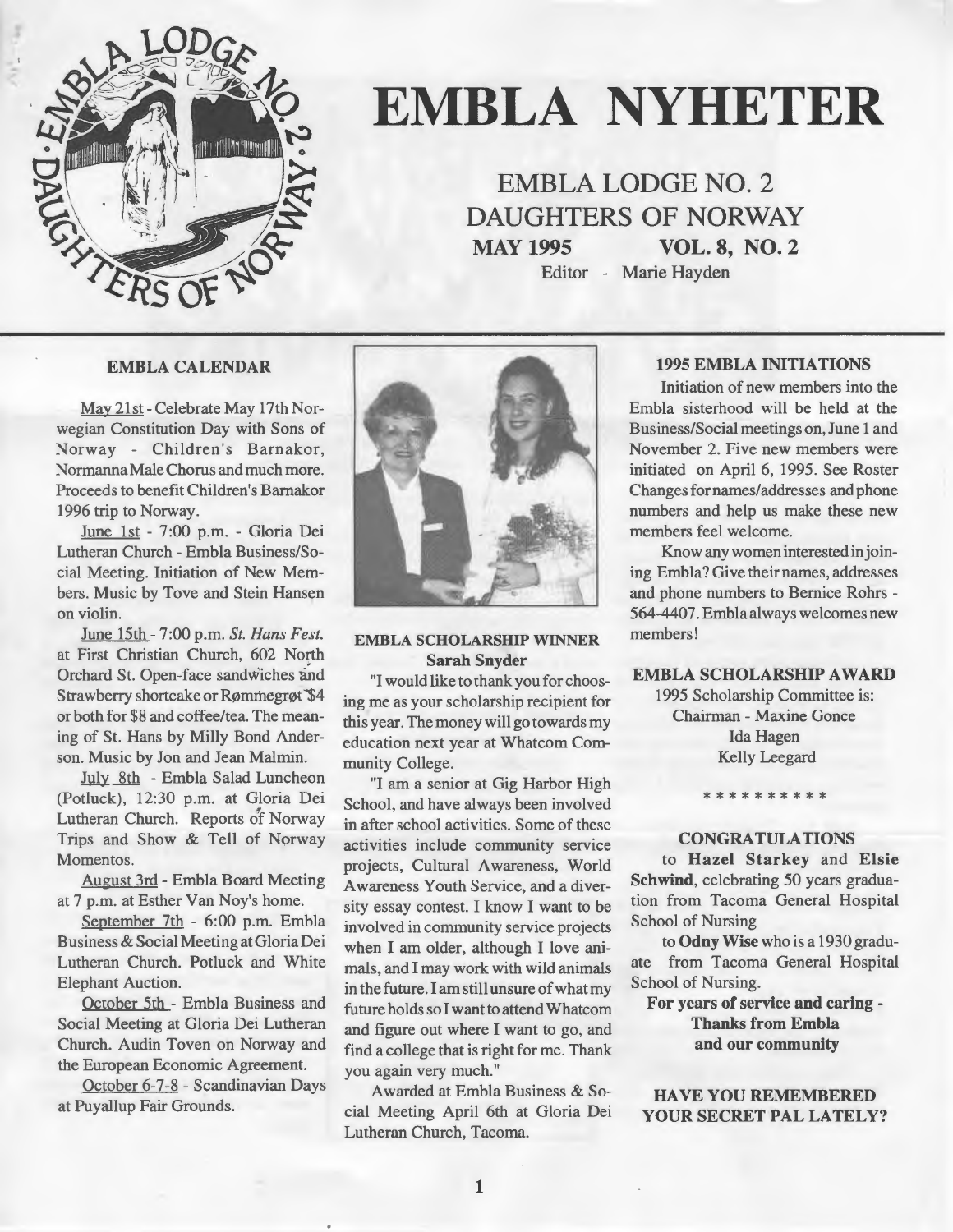# EMBLA NYHETER

## EMBLA LODGE NO. 2
## DAUGHTERS OF NORWAY

**MAY 1995 VOL. 8, NO. 2**

Editor - Marie Hayden

### EMBLA CALENDAR

May 21st - Celebrate May 17th Norwegian Constitution Day with Sons of Norway - Children's Barnakor, Normanna Male Chorus and much more. Proceeds to benefit Children's Barnakor 1996 trip to Norway.

June 1st - 7:00 p.m. - Gloria Dei Lutheran Church - Embla Business/Social Meeting. Initiation of New Members. Music by Tove and Stein Hansen on violin.

June 15th - 7:00 p.m. *St. Hans Fest.* at First Christian Church, 602 North Orchard St. Open-face sandwiches and Strawberry shortcake or Rømmegrøt $4 or both for $8 and coffee/tea. The meaning of St. Hans by Milly Bond Anderson. Music by Jon and Jean Malmin.

July 8th - Embla Salad Luncheon (Potluck), 12:30 p.m. at Gloria Dei Lutheran Church. Reports of Norway Trips and Show & Tell of Norway Momentos.

August 3rd - Embla Board Meeting at 7 p.m. at Esther Van Noy's home.

September 7th - 6:00 p.m. Embla Business & Social Meeting at Gloria Dei Lutheran Church. Potluck and White Elephant Auction.

October 5th - Embla Business and Social Meeting at Gloria Dei Lutheran Church. Audin Toven on Norway and the European Economic Agreement.

October 6-7-8 - Scandinavian Days at Puyallup Fair Grounds.

### EMBLA SCHOLARSHIP WINNER
### Sarah Snyder

"I would like to thank you for choosing me as your scholarship recipient for this year. The money will go towards my education next year at Whatcom Community College.

"I am a senior at Gig Harbor High School, and have always been involved in after school activities. Some of these activities include community service projects, Cultural Awareness, World Awareness Youth Service, and a diversity essay contest. I know I want to be involved in community service projects when I am older, although I love animals, and I may work with wild animals in the future. I am still unsure of what my future holds so I want to attend Whatcom and figure out where I want to go, and find a college that is right for me. Thank you again very much."

Awarded at Embla Business & Social Meeting April 6th at Gloria Dei Lutheran Church, Tacoma.

### 1995 EMBLA INITIATIONS

Initiation of new members into the Embla sisterhood will be held at the Business/Social meetings on, June 1 and November 2. Five new members were initiated on April 6, 1995. See Roster Changes for names/addresses and phone numbers and help us make these new members feel welcome.

Know any women interested in joining Embla? Give their names, addresses and phone numbers to Bernice Rohrs - 564-4407. Embla always welcomes new members!

### EMBLA SCHOLARSHIP AWARD

1995 Scholarship Committee is:
Chairman - Maxine Gonce
Ida Hagen
Kelly Leegard

* * * * * * * * * *

### CONGRATULATIONS

to **Hazel Starkey** and **Elsie Schwind**, celebrating 50 years graduation from Tacoma General Hospital School of Nursing

to **Odny Wise** who is a 1930 graduate from Tacoma General Hospital School of Nursing.

**For years of service and caring - Thanks from Embla and our community**

### HAVE YOU REMEMBERED YOUR SECRET PAL LATELY?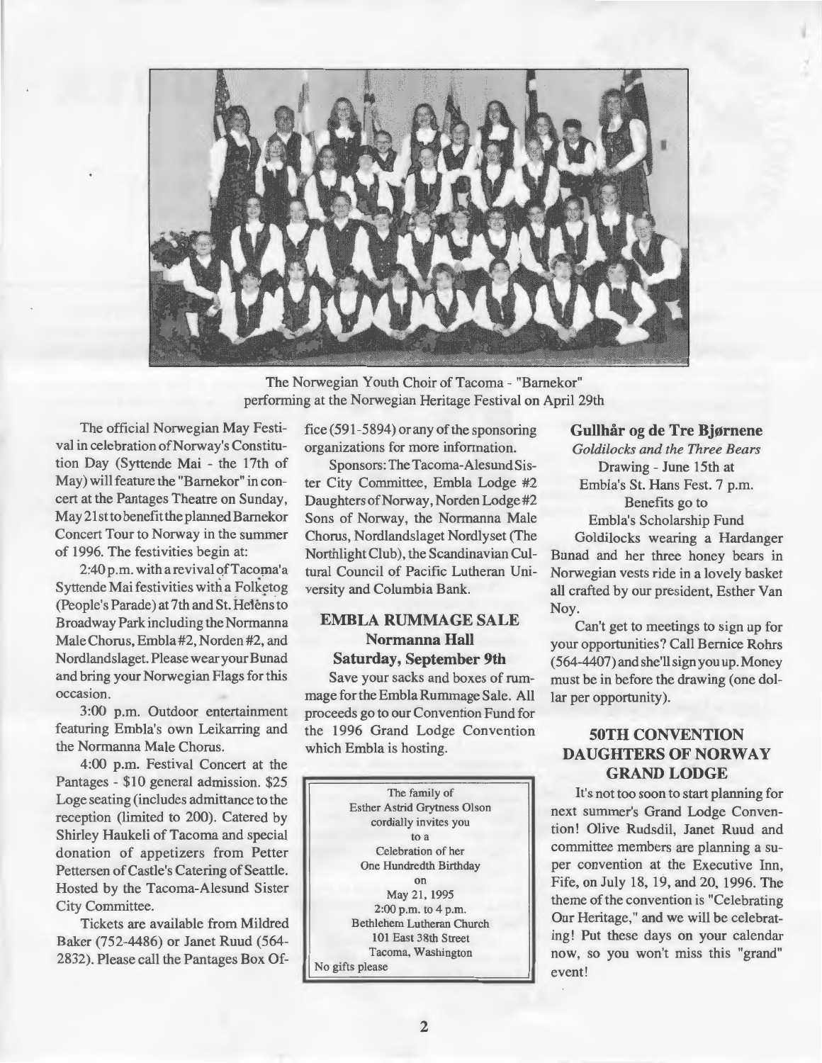The Norwegian Youth Choir of Tacoma - "Barnekor" performing at the Norwegian Heritage Festival on April 29th

The official Norwegian May Festival in celebration of Norway's Constitution Day (Syttende Mai - the 17th of May) will feature the "Barnekor" in concert at the Pantages Theatre on Sunday, May 21st to benefit the planned Barnekor Concert Tour to Norway in the summer of 1996. The festivities begin at:

2:40 p.m. with a revival of Tacoma'a Syttende Mai festivities with a Folketog (People's Parade) at 7th and St. Helens to Broadway Park including the Normanna Male Chorus, Embla #2, Norden #2, and Nordlandslaget. Please wear your Bunad and bring your Norwegian Flags for this occasion.

3:00 p.m. Outdoor entertainment featuring Embla's own Leikarring and the Normanna Male Chorus.

4:00 p.m. Festival Concert at the Pantages - $10 general admission. $25 Loge seating (includes admittance to the reception (limited to 200). Catered by Shirley Haukeli of Tacoma and special donation of appetizers from Petter Pettersen of Castle's Catering of Seattle. Hosted by the Tacoma-Alesund Sister City Committee.

Tickets are available from Mildred Baker (752-4486) or Janet Ruud (564-2832). Please call the Pantages Box Office (591-5894) or any of the sponsoring organizations for more information.

Sponsors: The Tacoma-Alesund Sister City Committee, Embla Lodge #2 Daughters of Norway, Norden Lodge #2 Sons of Norway, the Normanna Male Chorus, Nordlandslaget Nordlyset (The Northlight Club), the Scandinavian Cultural Council of Pacific Lutheran University and Columbia Bank.

### EMBLA RUMMAGE SALE
### Normanna Hall
### Saturday, September 9th

Save your sacks and boxes of rummage for the Embla Rummage Sale. All proceeds go to our Convention Fund for the 1996 Grand Lodge Convention which Embla is hosting.

The family of
Esther Astrid Grytness Olson
cordially invites you
to a
Celebration of her
One Hundredth Birthday
on
May 21, 1995
2:00 p.m. to 4 p.m.
Bethlehem Lutheran Church
101 East 38th Street
Tacoma, Washington
No gifts please

### Gullhår og de Tre Bjørnene

*Goldilocks and the Three Bears*

Drawing - June 15th at
Embla's St. Hans Fest. 7 p.m.
Benefits go to
Embla's Scholarship Fund

Goldilocks wearing a Hardanger Bunad and her three honey bears in Norwegian vests ride in a lovely basket all crafted by our president, Esther Van Noy.

Can't get to meetings to sign up for your opportunities? Call Bernice Rohrs (564-4407) and she'll sign you up. Money must be in before the drawing (one dollar per opportunity).

### 50TH CONVENTION DAUGHTERS OF NORWAY GRAND LODGE

It's not too soon to start planning for next summer's Grand Lodge Convention! Olive Rudsdil, Janet Ruud and committee members are planning a super convention at the Executive Inn, Fife, on July 18, 19, and 20, 1996. The theme of the convention is "Celebrating Our Heritage," and we will be celebrating! Put these days on your calendar now, so you won't miss this "grand" event!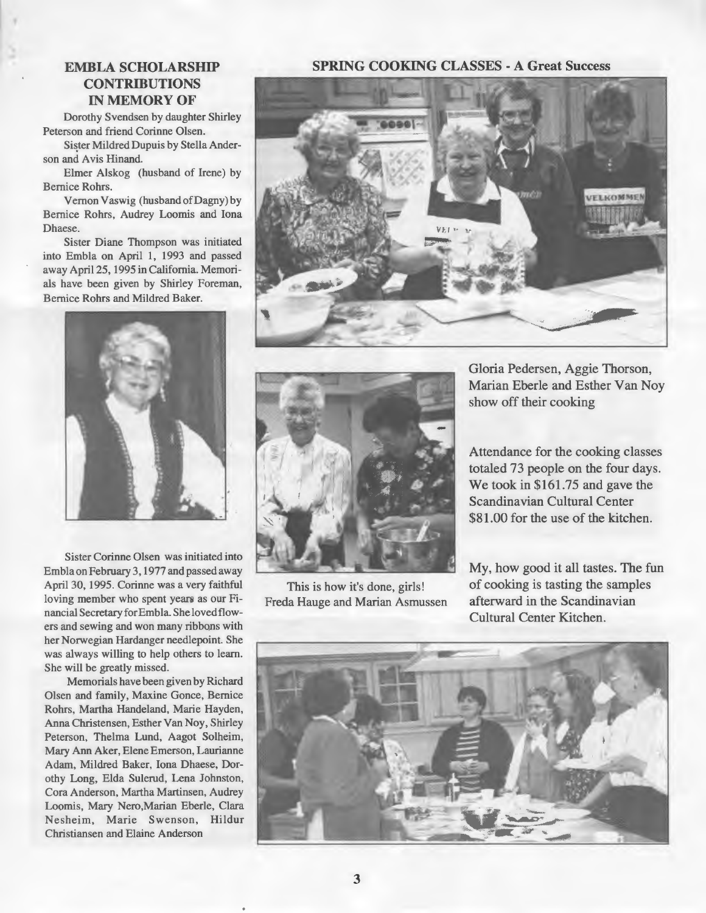## EMBLA SCHOLARSHIP CONTRIBUTIONS IN MEMORY OF

Dorothy Svendsen by daughter Shirley Peterson and friend Corinne Olsen.

Sister Mildred Dupuis by Stella Anderson and Avis Hinand.

Elmer Alskog (husband of Irene) by Bernice Rohrs.

Vernon Vaswig (husband of Dagny) by Bernice Rohrs, Audrey Loomis and Iona Dhaese.

Sister Diane Thompson was initiated into Embla on April 1, 1993 and passed away April 25, 1995 in California. Memorials have been given by Shirley Foreman, Bernice Rohrs and Mildred Baker.

Sister Corinne Olsen was initiated into Embla on February 3, 1977 and passed away April 30, 1995. Corinne was a very faithful loving member who spent years as our Financial Secretary for Embla. She loved flowers and sewing and won many ribbons with her Norwegian Hardanger needlepoint. She was always willing to help others to learn. She will be greatly missed.

Memorials have been given by Richard Olsen and family, Maxine Gonce, Bernice Rohrs, Martha Handeland, Marie Hayden, Anna Christensen, Esther Van Noy, Shirley Peterson, Thelma Lund, Aagot Solheim, Mary Ann Aker, Elene Emerson, Laurianne Adam, Mildred Baker, Iona Dhaese, Dorothy Long, Elda Sulerud, Lena Johnston, Cora Anderson, Martha Martinsen, Audrey Loomis, Mary Nero, Marian Eberle, Clara Nesheim, Marie Swenson, Hildur Christiansen and Elaine Anderson

## SPRING COOKING CLASSES - A Great Success

Gloria Pedersen, Aggie Thorson, Marian Eberle and Esther Van Noy show off their cooking

This is how it's done, girls! Freda Hauge and Marian Asmussen

Attendance for the cooking classes totaled 73 people on the four days. We took in $161.75 and gave the Scandinavian Cultural Center $81.00 for the use of the kitchen.

My, how good it all tastes. The fun of cooking is tasting the samples afterward in the Scandinavian Cultural Center Kitchen.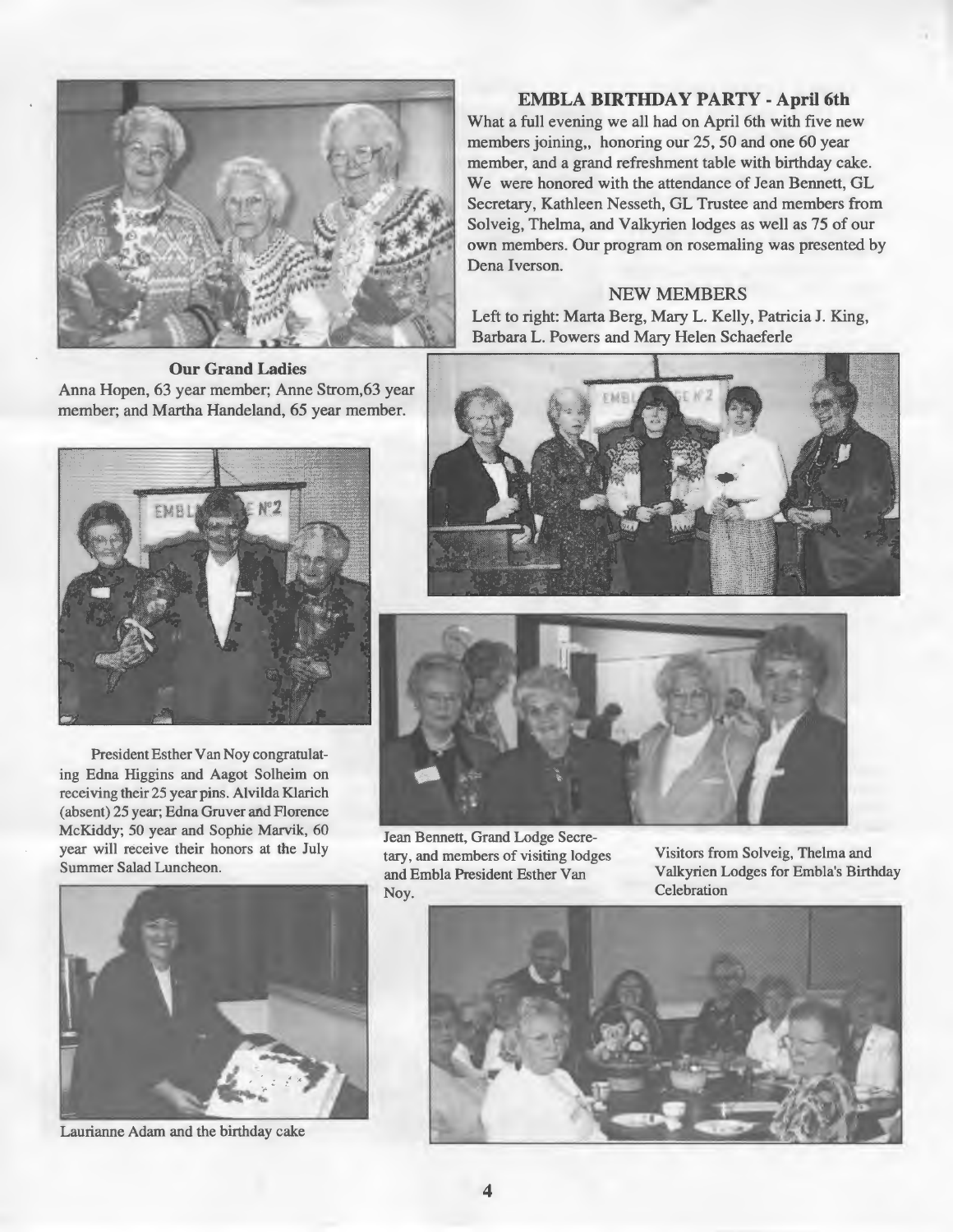## EMBLA BIRTHDAY PARTY - April 6th

What a full evening we all had on April 6th with five new members joining,, honoring our 25, 50 and one 60 year member, and a grand refreshment table with birthday cake. We were honored with the attendance of Jean Bennett, GL Secretary, Kathleen Nesseth, GL Trustee and members from Solveig, Thelma, and Valkyrien lodges as well as 75 of our own members. Our program on rosemaling was presented by Dena Iverson.

**Our Grand Ladies**
Anna Hopen, 63 year member; Anne Strom,63 year member; and Martha Handeland, 65 year member.

NEW MEMBERS
Left to right: Marta Berg, Mary L. Kelly, Patricia J. King, Barbara L. Powers and Mary Helen Schaeferle

President Esther Van Noy congratulating Edna Higgins and Aagot Solheim on receiving their 25 year pins. Alvilda Klarich (absent) 25 year; Edna Gruver and Florence McKiddy; 50 year and Sophie Marvik, 60 year will receive their honors at the July Summer Salad Luncheon.

Jean Bennett, Grand Lodge Secretary, and members of visiting lodges and Embla President Esther Van Noy.

Visitors from Solveig, Thelma and Valkyrien Lodges for Embla's Birthday Celebration

Laurianne Adam and the birthday cake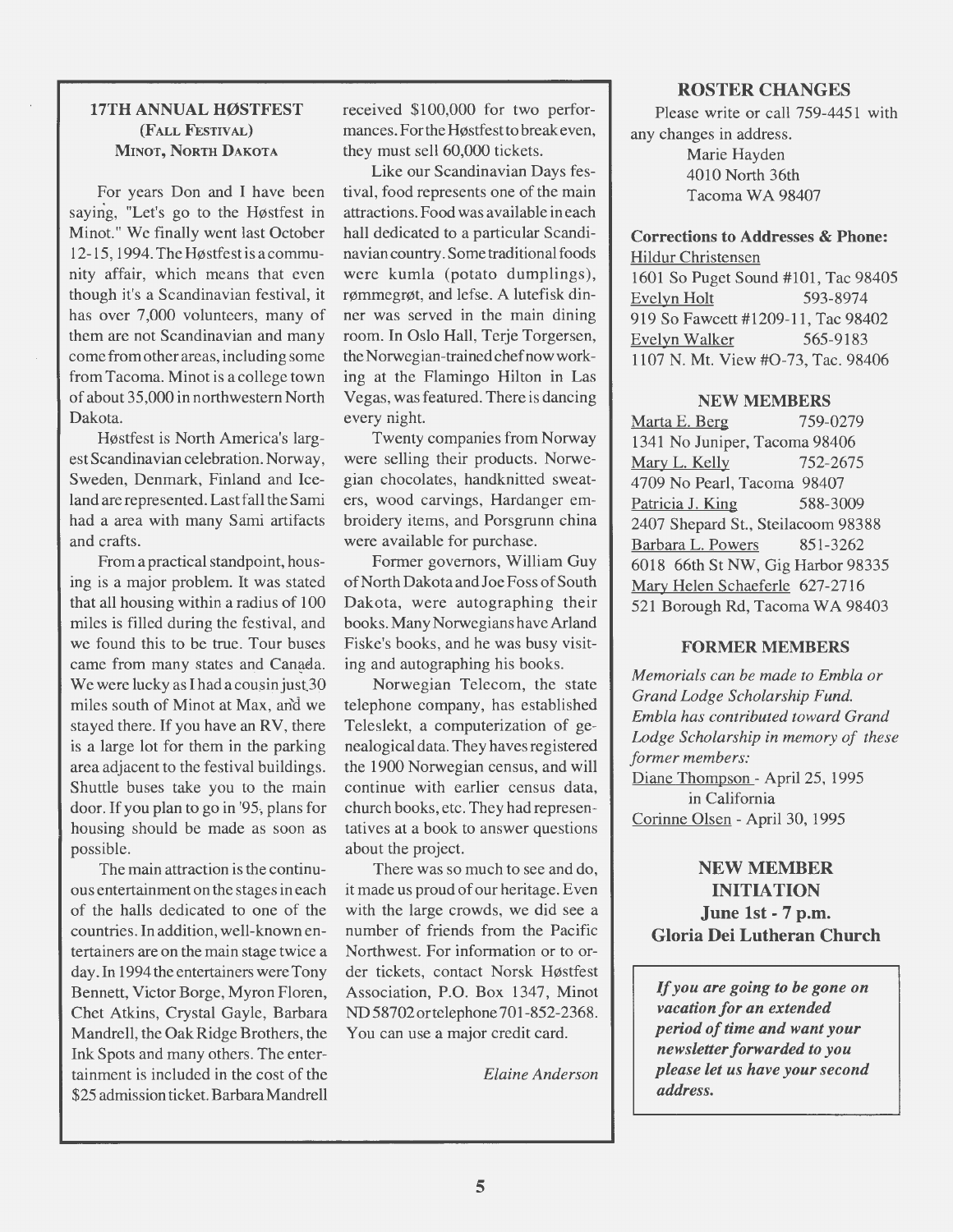### 17TH ANNUAL HØSTFEST
### (FALL FESTIVAL)
### MINOT, NORTH DAKOTA

For years Don and I have been saying, "Let's go to the Høstfest in Minot." We finally went last October 12-15, 1994. The Høstfest is a community affair, which means that even though it's a Scandinavian festival, it has over 7,000 volunteers, many of them are not Scandinavian and many come from other areas, including some from Tacoma. Minot is a college town of about 35,000 in northwestern North Dakota.

Høstfest is North America's largest Scandinavian celebration. Norway, Sweden, Denmark, Finland and Iceland are represented. Last fall the Sami had a area with many Sami artifacts and crafts.

From a practical standpoint, housing is a major problem. It was stated that all housing within a radius of 100 miles is filled during the festival, and we found this to be true. Tour buses came from many states and Canada. We were lucky as I had a cousin just 30 miles south of Minot at Max, and we stayed there. If you have an RV, there is a large lot for them in the parking area adjacent to the festival buildings. Shuttle buses take you to the main door. If you plan to go in '95, plans for housing should be made as soon as possible.

The main attraction is the continuous entertainment on the stages in each of the halls dedicated to one of the countries. In addition, well-known entertainers are on the main stage twice a day. In 1994 the entertainers were Tony Bennett, Victor Borge, Myron Floren, Chet Atkins, Crystal Gayle, Barbara Mandrell, the Oak Ridge Brothers, the Ink Spots and many others. The entertainment is included in the cost of the $25 admission ticket. Barbara Mandrell received $100,000 for two performances. For the Høstfest to break even, they must sell 60,000 tickets.

Like our Scandinavian Days festival, food represents one of the main attractions. Food was available in each hall dedicated to a particular Scandinavian country. Some traditional foods were kumla (potato dumplings), rømmegrøt, and lefse. A lutefisk dinner was served in the main dining room. In Oslo Hall, Terje Torgersen, the Norwegian-trained chef now working at the Flamingo Hilton in Las Vegas, was featured. There is dancing every night.

Twenty companies from Norway were selling their products. Norwegian chocolates, handknitted sweaters, wood carvings, Hardanger embroidery items, and Porsgrunn china were available for purchase.

Former governors, William Guy of North Dakota and Joe Foss of South Dakota, were autographing their books. Many Norwegians have Arland Fiske's books, and he was busy visiting and autographing his books.

Norwegian Telecom, the state telephone company, has established Teleslekt, a computerization of genealogical data. They haves registered the 1900 Norwegian census, and will continue with earlier census data, church books, etc. They had representatives at a book to answer questions about the project.

There was so much to see and do, it made us proud of our heritage. Even with the large crowds, we did see a number of friends from the Pacific Northwest. For information or to order tickets, contact Norsk Høstfest Association, P.O. Box 1347, Minot ND 58702 or telephone 701-852-2368. You can use a major credit card.

*Elaine Anderson*

### ROSTER CHANGES

Please write or call 759-4451 with any changes in address.

Marie Hayden
4010 North 36th
Tacoma WA 98407

**Corrections to Addresses & Phone:**

Hildur Christensen
1601 So Puget Sound #101, Tac 98405

Evelyn Holt 593-8974
919 So Fawcett #1209-11, Tac 98402

Evelyn Walker 565-9183
1107 N. Mt. View #O-73, Tac. 98406

### NEW MEMBERS

Marta E. Berg 759-0279
1341 No Juniper, Tacoma 98406

Mary L. Kelly 752-2675
4709 No Pearl, Tacoma 98407

Patricia J. King 588-3009
2407 Shepard St., Steilacoom 98388

Barbara L. Powers 851-3262
6018 66th St NW, Gig Harbor 98335

Mary Helen Schaeferle 627-2716
521 Borough Rd, Tacoma WA 98403

### FORMER MEMBERS

*Memorials can be made to Embla or Grand Lodge Scholarship Fund. Embla has contributed toward Grand Lodge Scholarship in memory of these former members:*

Diane Thompson - April 25, 1995 in California

Corinne Olsen - April 30, 1995

### NEW MEMBER INITIATION
### June 1st - 7 p.m.
### Gloria Dei Lutheran Church

***If you are going to be gone on vacation for an extended period of time and want your newsletter forwarded to you please let us have your second address.***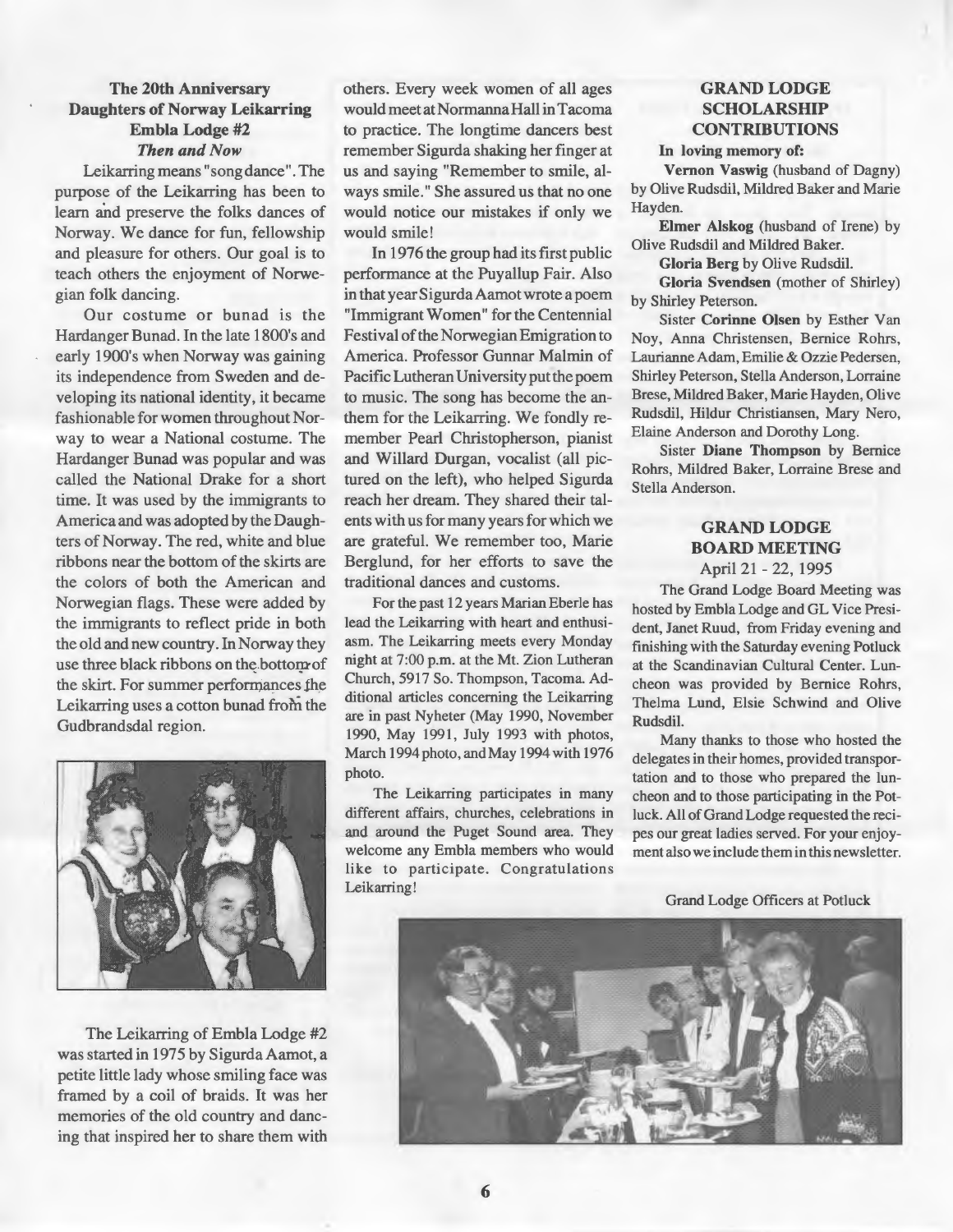### The 20th Anniversary Daughters of Norway Leikarring Embla Lodge #2

***Then and Now***

Leikarring means "song dance". The purpose of the Leikarring has been to learn and preserve the folks dances of Norway. We dance for fun, fellowship and pleasure for others. Our goal is to teach others the enjoyment of Norwegian folk dancing.

Our costume or bunad is the Hardanger Bunad. In the late 1800's and early 1900's when Norway was gaining its independence from Sweden and developing its national identity, it became fashionable for women throughout Norway to wear a National costume. The Hardanger Bunad was popular and was called the National Drake for a short time. It was used by the immigrants to America and was adopted by the Daughters of Norway. The red, white and blue ribbons near the bottom of the skirts are the colors of both the American and Norwegian flags. These were added by the immigrants to reflect pride in both the old and new country. In Norway they use three black ribbons on the bottom of the skirt. For summer performances the Leikarring uses a cotton bunad from the Gudbrandsdal region.

The Leikarring of Embla Lodge #2 was started in 1975 by Sigurda Aamot, a petite little lady whose smiling face was framed by a coil of braids. It was her memories of the old country and dancing that inspired her to share them with others. Every week women of all ages would meet at Normanna Hall in Tacoma to practice. The longtime dancers best remember Sigurda shaking her finger at us and saying "Remember to smile, always smile." She assured us that no one would notice our mistakes if only we would smile!

In 1976 the group had its first public performance at the Puyallup Fair. Also in that year Sigurda Aamot wrote a poem "Immigrant Women" for the Centennial Festival of the Norwegian Emigration to America. Professor Gunnar Malmin of Pacific Lutheran University put the poem to music. The song has become the anthem for the Leikarring. We fondly remember Pearl Christopherson, pianist and Willard Durgan, vocalist (all pictured on the left), who helped Sigurda reach her dream. They shared their talents with us for many years for which we are grateful. We remember too, Marie Berglund, for her efforts to save the traditional dances and customs.

For the past 12 years Marian Eberle has lead the Leikarring with heart and enthusiasm. The Leikarring meets every Monday night at 7:00 p.m. at the Mt. Zion Lutheran Church, 5917 So. Thompson, Tacoma. Additional articles concerning the Leikarring are in past Nyheter (May 1990, November 1990, May 1991, July 1993 with photos, March 1994 photo, and May 1994 with 1976 photo.

The Leikarring participates in many different affairs, churches, celebrations in and around the Puget Sound area. They welcome any Embla members who would like to participate. Congratulations Leikarring!

### GRAND LODGE SCHOLARSHIP CONTRIBUTIONS

**In loving memory of:**

**Vernon Vaswig** (husband of Dagny) by Olive Rudsdil, Mildred Baker and Marie Hayden.

**Elmer Alskog** (husband of Irene) by Olive Rudsdil and Mildred Baker.

**Gloria Berg** by Olive Rudsdil.

**Gloria Svendsen** (mother of Shirley) by Shirley Peterson.

Sister **Corinne Olsen** by Esther Van Noy, Anna Christensen, Bernice Rohrs, Laurianne Adam, Emilie & Ozzie Pedersen, Shirley Peterson, Stella Anderson, Lorraine Brese, Mildred Baker, Marie Hayden, Olive Rudsdil, Hildur Christiansen, Mary Nero, Elaine Anderson and Dorothy Long.

Sister **Diane Thompson** by Bernice Rohrs, Mildred Baker, Lorraine Brese and Stella Anderson.

### GRAND LODGE BOARD MEETING

April 21 - 22, 1995

The Grand Lodge Board Meeting was hosted by Embla Lodge and GL Vice President, Janet Ruud, from Friday evening and finishing with the Saturday evening Potluck at the Scandinavian Cultural Center. Luncheon was provided by Bernice Rohrs, Thelma Lund, Elsie Schwind and Olive Rudsdil.

Many thanks to those who hosted the delegates in their homes, provided transportation and to those who prepared the luncheon and to those participating in the Potluck. All of Grand Lodge requested the recipes our great ladies served. For your enjoyment also we include them in this newsletter.

Grand Lodge Officers at Potluck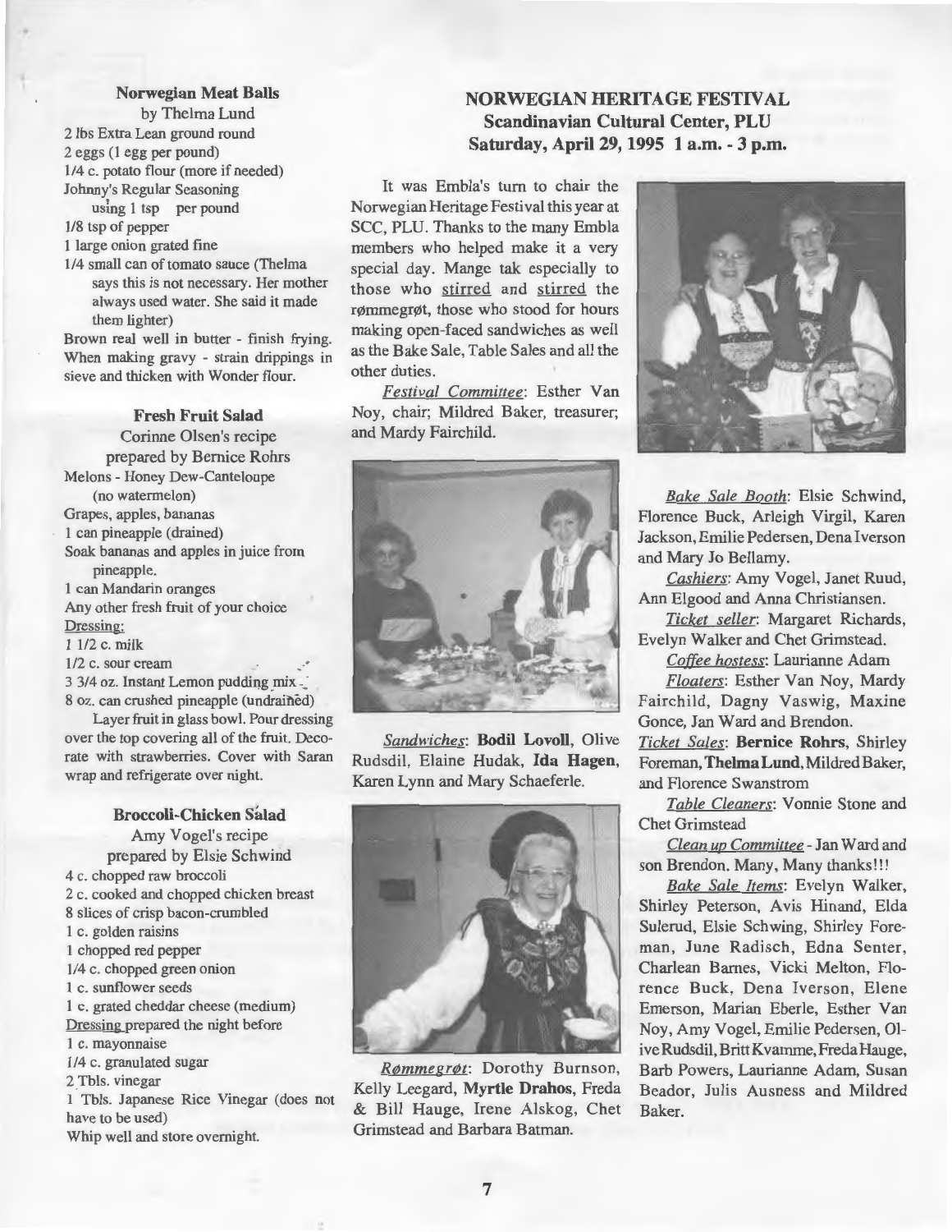### Norwegian Meat Balls

by Thelma Lund

2 lbs Extra Lean ground round
2 eggs (1 egg per pound)
1/4 c. potato flour (more if needed)
Johnny's Regular Seasoning
using 1 tsp per pound
1/8 tsp of pepper
1 large onion grated fine
1/4 small can of tomato sauce (Thelma says this is not necessary. Her mother always used water. She said it made them lighter)

Brown real well in butter - finish frying. When making gravy - strain drippings in sieve and thicken with Wonder flour.

### Fresh Fruit Salad

Corinne Olsen's recipe
prepared by Bernice Rohrs

Melons - Honey Dew-Canteloupe (no watermelon)
Grapes, apples, bananas
1 can pineapple (drained)
Soak bananas and apples in juice from pineapple.
1 can Mandarin oranges
Any other fresh fruit of your choice

Dressing:

1 1/2 c. milk
1/2 c. sour cream
3 3/4 oz. Instant Lemon pudding mix
8 oz. can crushed pineapple (undrained)

Layer fruit in glass bowl. Pour dressing over the top covering all of the fruit. Decorate with strawberries. Cover with Saran wrap and refrigerate over night.

### Broccoli-Chicken Salad

Amy Vogel's recipe
prepared by Elsie Schwind

4 c. chopped raw broccoli
2 c. cooked and chopped chicken breast
8 slices of crisp bacon-crumbled
1 c. golden raisins
1 chopped red pepper
1/4 c. chopped green onion
1 c. sunflower seeds
1 c. grated cheddar cheese (medium)

Dressing prepared the night before

1 c. mayonnaise
1/4 c. granulated sugar
2 Tbls. vinegar
1 Tbls. Japanese Rice Vinegar (does not have to be used)

Whip well and store overnight.

## NORWEGIAN HERITAGE FESTIVAL

### Scandinavian Cultural Center, PLU

### Saturday, April 29, 1995 1 a.m. - 3 p.m.

It was Embla's turn to chair the Norwegian Heritage Festival this year at SCC, PLU. Thanks to the many Embla members who helped make it a very special day. Mange tak especially to those who stirred and stirred the rømmegrøt, those who stood for hours making open-faced sandwiches as well as the Bake Sale, Table Sales and all the other duties.

*Festival Committee*: Esther Van Noy, chair; Mildred Baker, treasurer; and Mardy Fairchild.

*Sandwiches*: **Bodil Lovoll**, Olive Rudsdil, Elaine Hudak, **Ida Hagen**, Karen Lynn and Mary Schaeferle.

*Rømmegrøt*: Dorothy Burnson, Kelly Leegard, **Myrtle Drahos**, Freda & Bill Hauge, Irene Alskog, Chet Grimstead and Barbara Batman.

*Bake Sale Booth*: Elsie Schwind, Florence Buck, Arleigh Virgil, Karen Jackson, Emilie Pedersen, Dena Iverson and Mary Jo Bellamy.

*Cashiers*: Amy Vogel, Janet Ruud, Ann Elgood and Anna Christiansen.

*Ticket seller*: Margaret Richards, Evelyn Walker and Chet Grimstead.

*Coffee hostess*: Laurianne Adam

*Floaters*: Esther Van Noy, Mardy Fairchild, Dagny Vaswig, Maxine Gonce, Jan Ward and Brendon.

*Ticket Sales*: **Bernice Rohrs**, Shirley Foreman, **Thelma Lund**, Mildred Baker, and Florence Swanstrom

*Table Cleaners*: Vonnie Stone and Chet Grimstead

*Clean up Committee* - Jan Ward and son Brendon. Many, Many thanks!!!

*Bake Sale Items*: Evelyn Walker, Shirley Peterson, Avis Hinand, Elda Sulerud, Elsie Schwing, Shirley Foreman, June Radisch, Edna Senter, Charlean Barnes, Vicki Melton, Florence Buck, Dena Iverson, Elene Emerson, Marian Eberle, Esther Van Noy, Amy Vogel, Emilie Pedersen, Olive Rudsdil, Britt Kvamme, Freda Hauge, Barb Powers, Laurianne Adam, Susan Beador, Julis Ausness and Mildred Baker.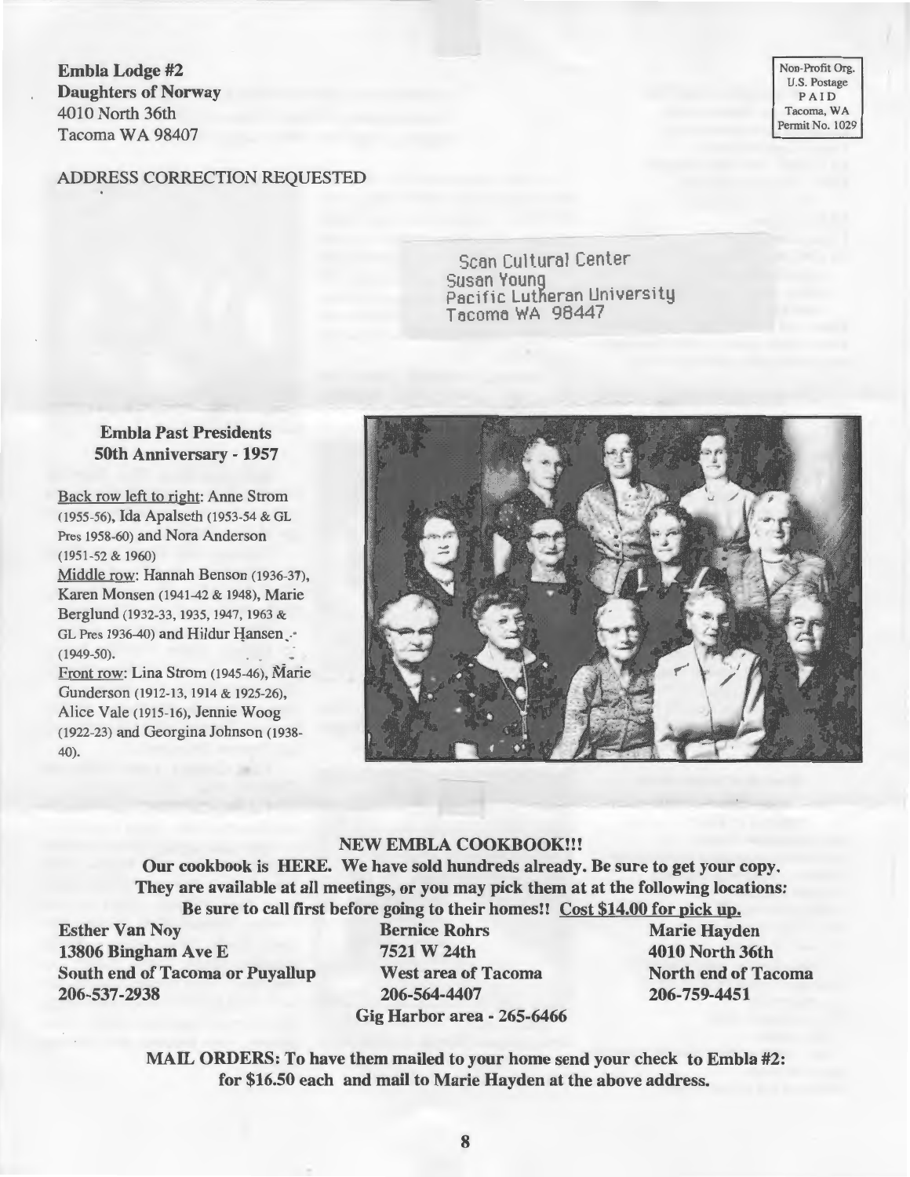**Embla Lodge #2**
**Daughters of Norway**
4010 North 36th
Tacoma WA 98407

Non-Profit Org.
U.S. Postage
PAID
Tacoma, WA
Permit No. 1029

ADDRESS CORRECTION REQUESTED

Scan Cultural Center
Susan Young
Pacific Lutheran University
Tacoma WA 98447

**Embla Past Presidents**
**50th Anniversary - 1957**

Back row left to right: Anne Strom (1955-56), Ida Apalseth (1953-54 & GL Pres 1958-60) and Nora Anderson (1951-52 & 1960)
Middle row: Hannah Benson (1936-37), Karen Monsen (1941-42 & 1948), Marie Berglund (1932-33, 1935, 1947, 1963 & GL Pres 1936-40) and Hildur Hansen (1949-50).
Front row: Lina Strom (1945-46), Marie Gunderson (1912-13, 1914 & 1925-26), Alice Vale (1915-16), Jennie Woog (1922-23) and Georgina Johnson (1938-40).

**NEW EMBLA COOKBOOK!!!**

**Our cookbook is HERE. We have sold hundreds already. Be sure to get your copy. They are available at all meetings, or you may pick them at at the following locations: Be sure to call first before going to their homes!! Cost $14.00 for pick up.**

**Esther Van Noy**
**13806 Bingham Ave E**
**South end of Tacoma or Puyallup**
**206-537-2938**

**Bernice Rohrs**
**7521 W 24th**
**West area of Tacoma**
**206-564-4407**
**Gig Harbor area - 265-6466**

**Marie Hayden**
**4010 North 36th**
**North end of Tacoma**
**206-759-4451**

**MAIL ORDERS: To have them mailed to your home send your check to Embla #2: for $16.50 each and mail to Marie Hayden at the above address.**